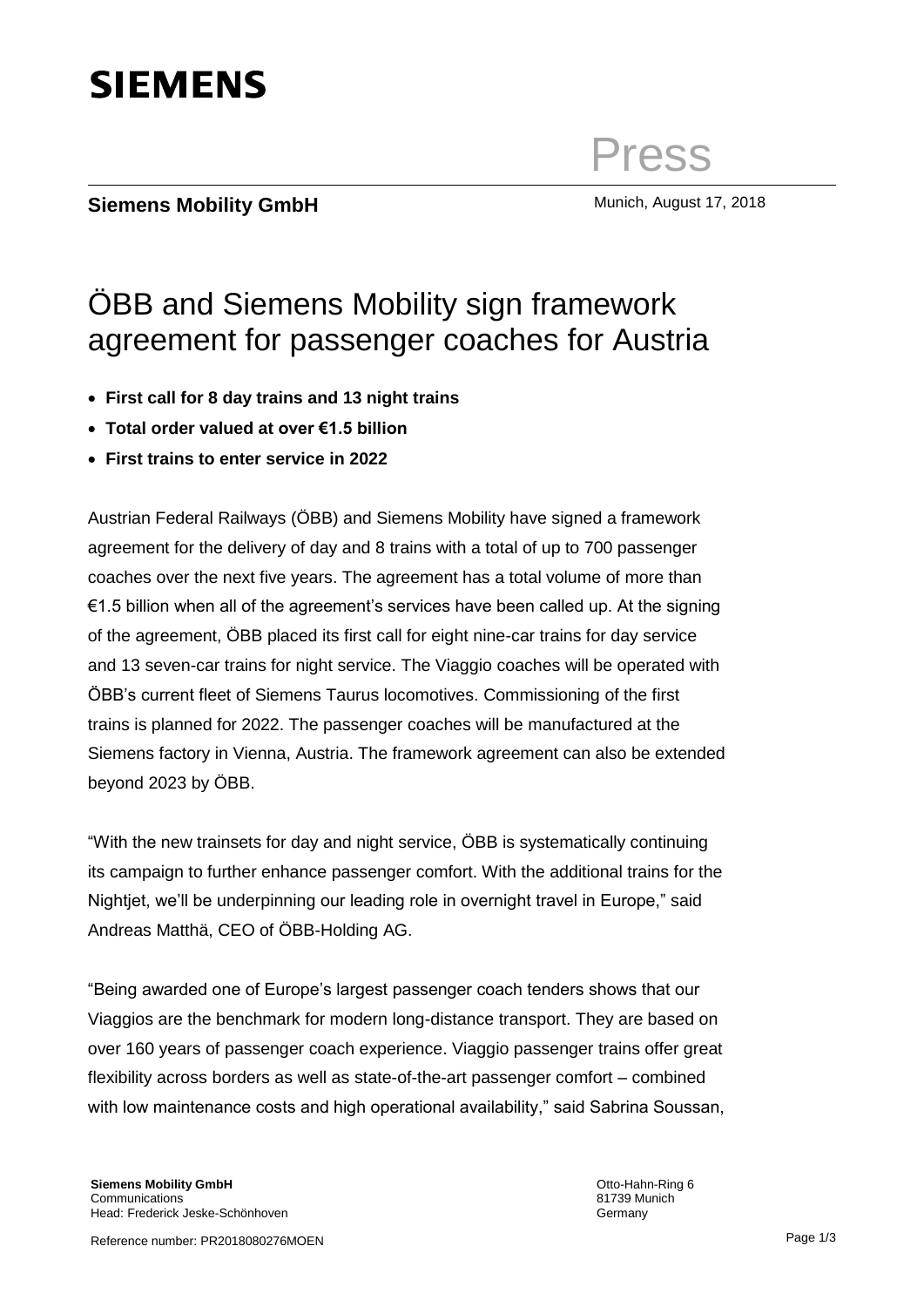**SIEMENS**

Press

**Siemens Mobility GmbH**

Munich, August 17, 2018

# ÖBB and Siemens Mobility sign framework agreement for passenger coaches for Austria

- **First call for 8 day trains and 13 night trains**
- **Total order valued at over €1.5 billion**
- **First trains to enter service in 2022**

Austrian Federal Railways (ÖBB) and Siemens Mobility have signed a framework agreement for the delivery of day and 8 trains with a total of up to 700 passenger coaches over the next five years. The agreement has a total volume of more than €1.5 billion when all of the agreement's services have been called up. At the signing of the agreement, ÖBB placed its first call for eight nine-car trains for day service and 13 seven-car trains for night service. The Viaggio coaches will be operated with ÖBB's current fleet of Siemens Taurus locomotives. Commissioning of the first trains is planned for 2022. The passenger coaches will be manufactured at the Siemens factory in Vienna, Austria. The framework agreement can also be extended beyond 2023 by ÖBB.

"With the new trainsets for day and night service, ÖBB is systematically continuing its campaign to further enhance passenger comfort. With the additional trains for the Nightjet, we'll be underpinning our leading role in overnight travel in Europe," said Andreas Matthä, CEO of ÖBB-Holding AG.

"Being awarded one of Europe's largest passenger coach tenders shows that our Viaggios are the benchmark for modern long-distance transport. They are based on over 160 years of passenger coach experience. Viaggio passenger trains offer great flexibility across borders as well as state-of-the-art passenger comfort – combined with low maintenance costs and high operational availability," said Sabrina Soussan,

**Siemens Mobility GmbH**
Communications
Head: Frederick Jeske-Schönhoven

Otto-Hahn-Ring 6
81739 Munich
Germany

Reference number: PR2018080276MOEN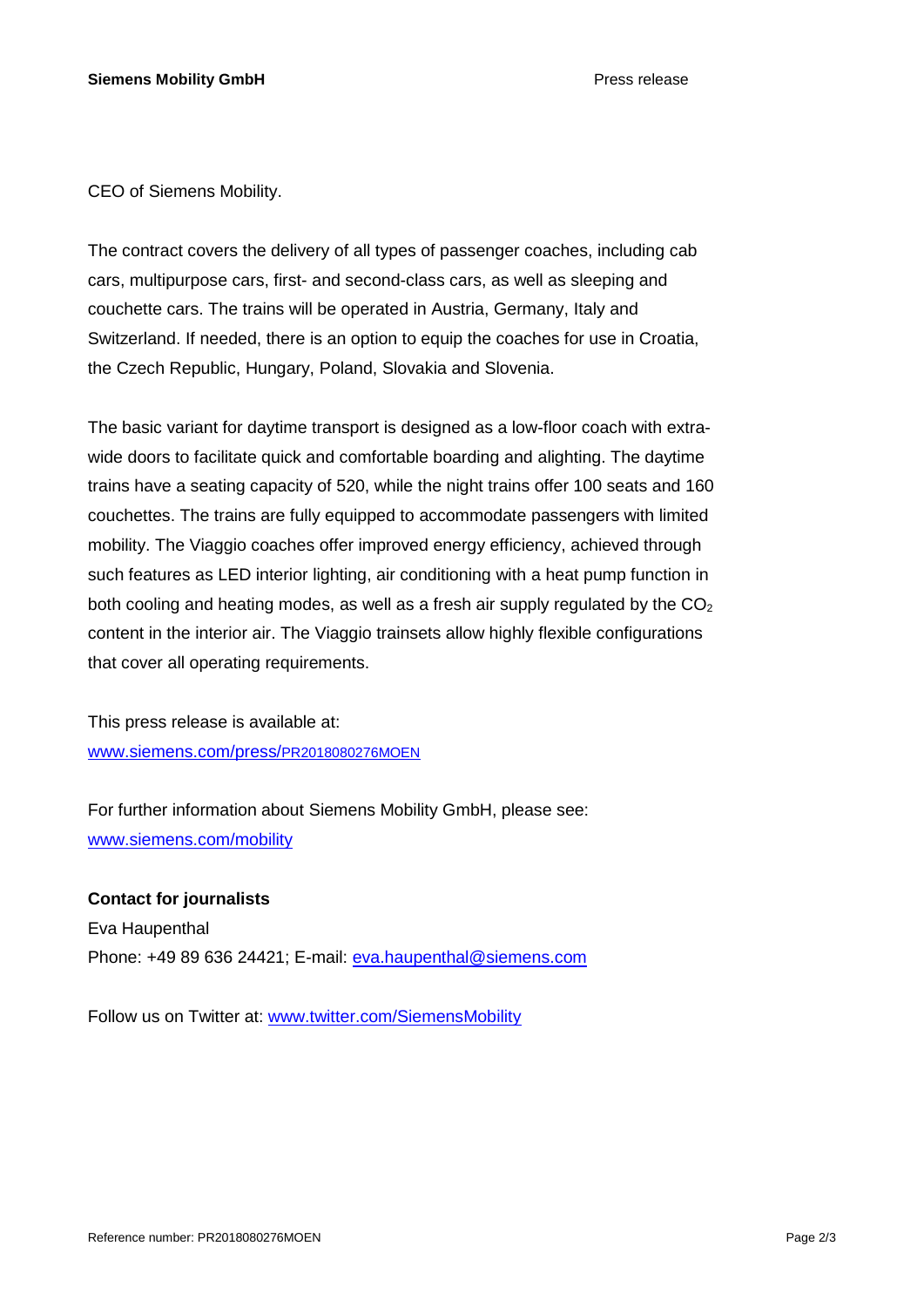CEO of Siemens Mobility.

The contract covers the delivery of all types of passenger coaches, including cab cars, multipurpose cars, first- and second-class cars, as well as sleeping and couchette cars. The trains will be operated in Austria, Germany, Italy and Switzerland. If needed, there is an option to equip the coaches for use in Croatia, the Czech Republic, Hungary, Poland, Slovakia and Slovenia.

The basic variant for daytime transport is designed as a low-floor coach with extra-wide doors to facilitate quick and comfortable boarding and alighting. The daytime trains have a seating capacity of 520, while the night trains offer 100 seats and 160 couchettes. The trains are fully equipped to accommodate passengers with limited mobility. The Viaggio coaches offer improved energy efficiency, achieved through such features as LED interior lighting, air conditioning with a heat pump function in both cooling and heating modes, as well as a fresh air supply regulated by the $CO_2$ content in the interior air. The Viaggio trainsets allow highly flexible configurations that cover all operating requirements.

This press release is available at:
www.siemens.com/press/PR2018080276MOEN

For further information about Siemens Mobility GmbH, please see:
www.siemens.com/mobility

**Contact for journalists**
Eva Haupenthal
Phone: +49 89 636 24421; E-mail: eva.haupenthal@siemens.com

Follow us on Twitter at: www.twitter.com/SiemensMobility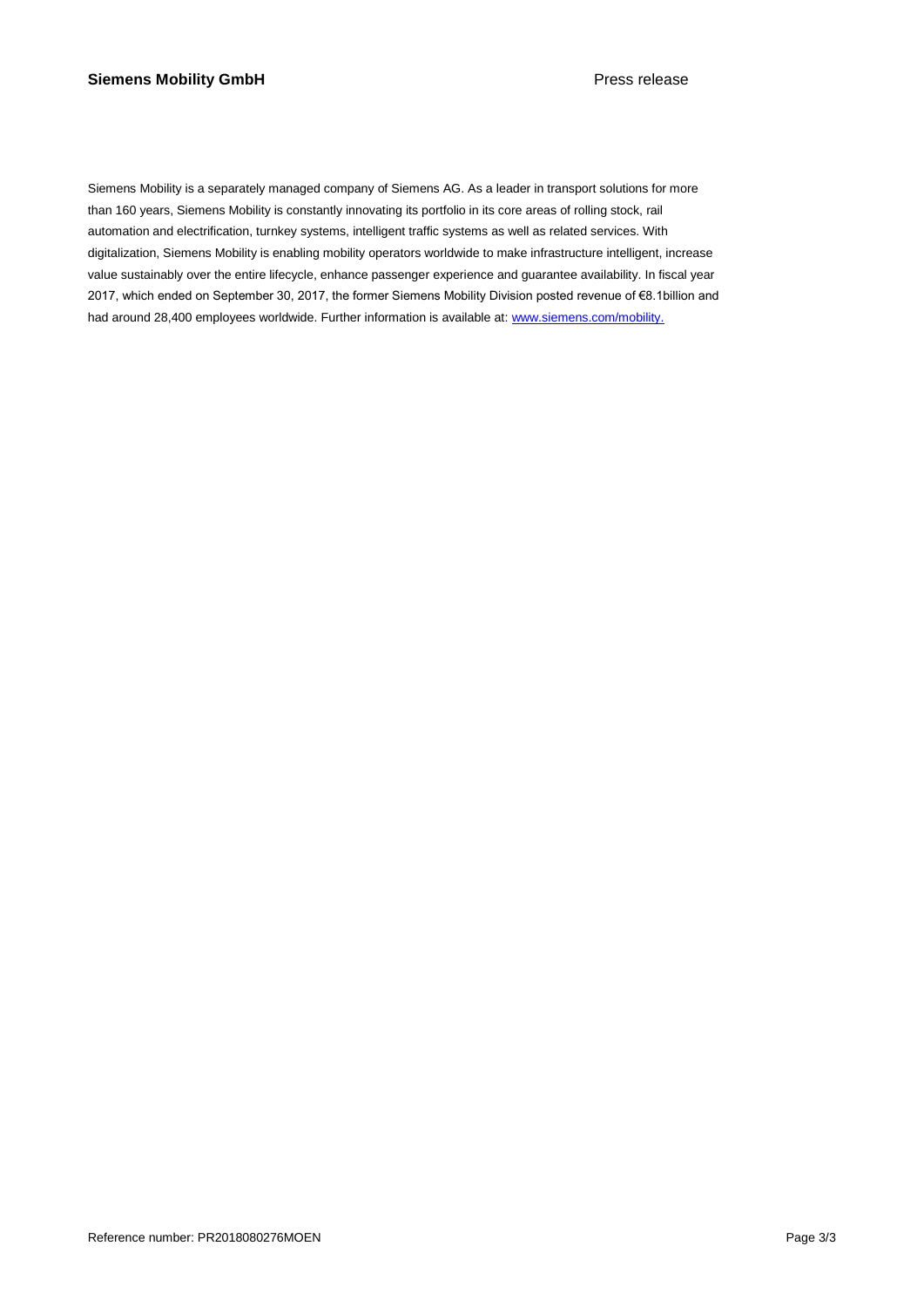Siemens Mobility is a separately managed company of Siemens AG. As a leader in transport solutions for more than 160 years, Siemens Mobility is constantly innovating its portfolio in its core areas of rolling stock, rail automation and electrification, turnkey systems, intelligent traffic systems as well as related services. With digitalization, Siemens Mobility is enabling mobility operators worldwide to make infrastructure intelligent, increase value sustainably over the entire lifecycle, enhance passenger experience and guarantee availability. In fiscal year 2017, which ended on September 30, 2017, the former Siemens Mobility Division posted revenue of €8.1billion and had around 28,400 employees worldwide. Further information is available at: [www.siemens.com/mobility.](http://www.siemens.com/mobility)

Reference number: PR2018080276MOEN